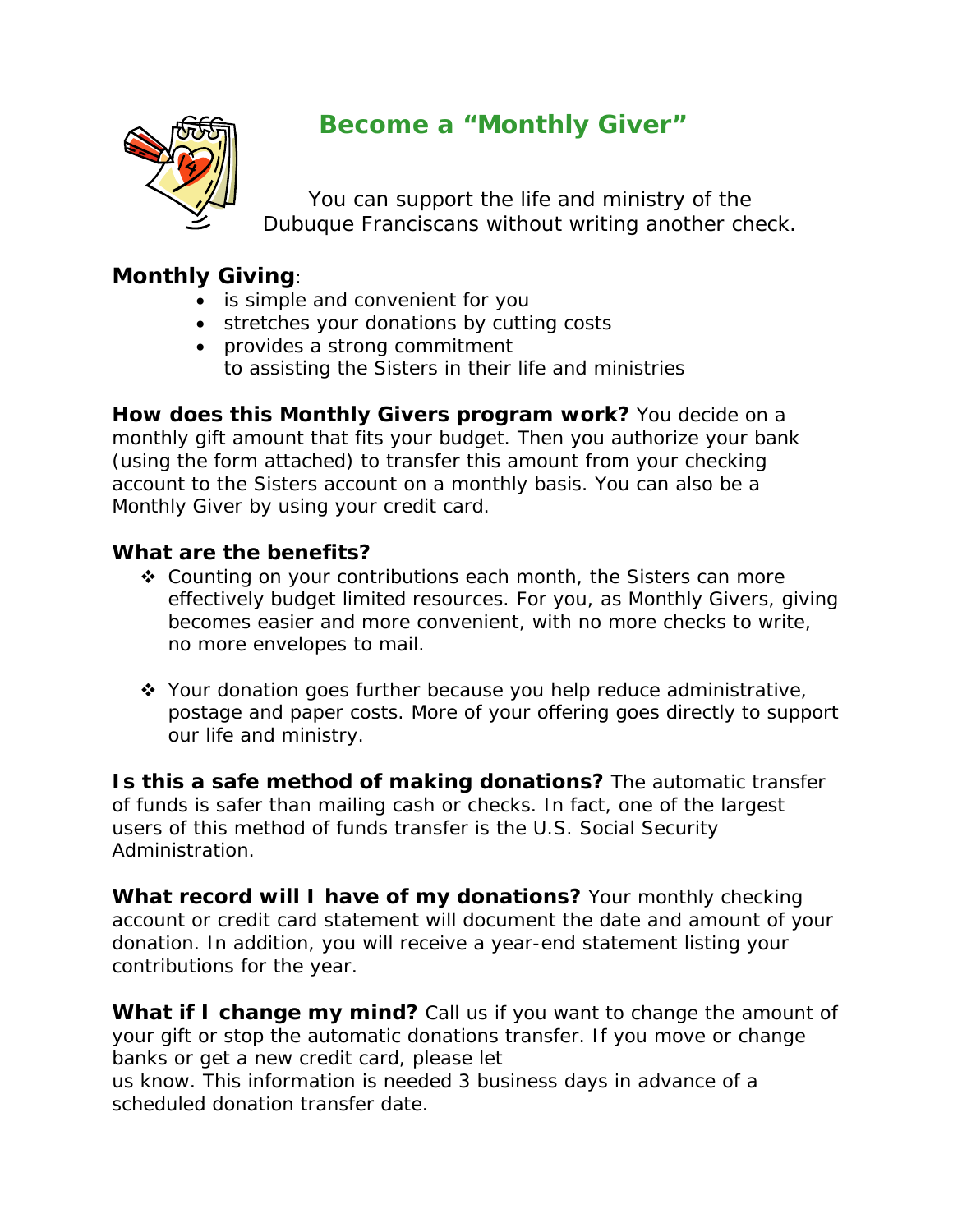# Become a "Monthly Giver"

You can support the life and ministry of the Dubuque Franciscans without writing another check.

**Monthly Giving**:

- is simple and convenient for you
- stretches your donations by cutting costs
- provides a strong commitment to assisting the Sisters in their life and ministries

**How does this Monthly Givers program work?** You decide on a monthly gift amount that fits your budget. Then you authorize your bank (using the form attached) to transfer this amount from your checking account to the Sisters account on a monthly basis. You can also be a Monthly Giver by using your credit card.

**What are the benefits?**

- Counting on your contributions each month, the Sisters can more effectively budget limited resources. For you, as Monthly Givers, giving becomes easier and more convenient, with no more checks to write, no more envelopes to mail.
- Your donation goes further because you help reduce administrative, postage and paper costs. More of your offering goes directly to support our life and ministry.

**Is this a safe method of making donations?** The automatic transfer of funds is safer than mailing cash or checks. In fact, one of the largest users of this method of funds transfer is the U.S. Social Security Administration.

**What record will I have of my donations?** Your monthly checking account or credit card statement will document the date and amount of your donation. In addition, you will receive a year-end statement listing your contributions for the year.

**What if I change my mind?** Call us if you want to change the amount of your gift or stop the automatic donations transfer. If you move or change banks or get a new credit card, please let us know. This information is needed 3 business days in advance of a scheduled donation transfer date.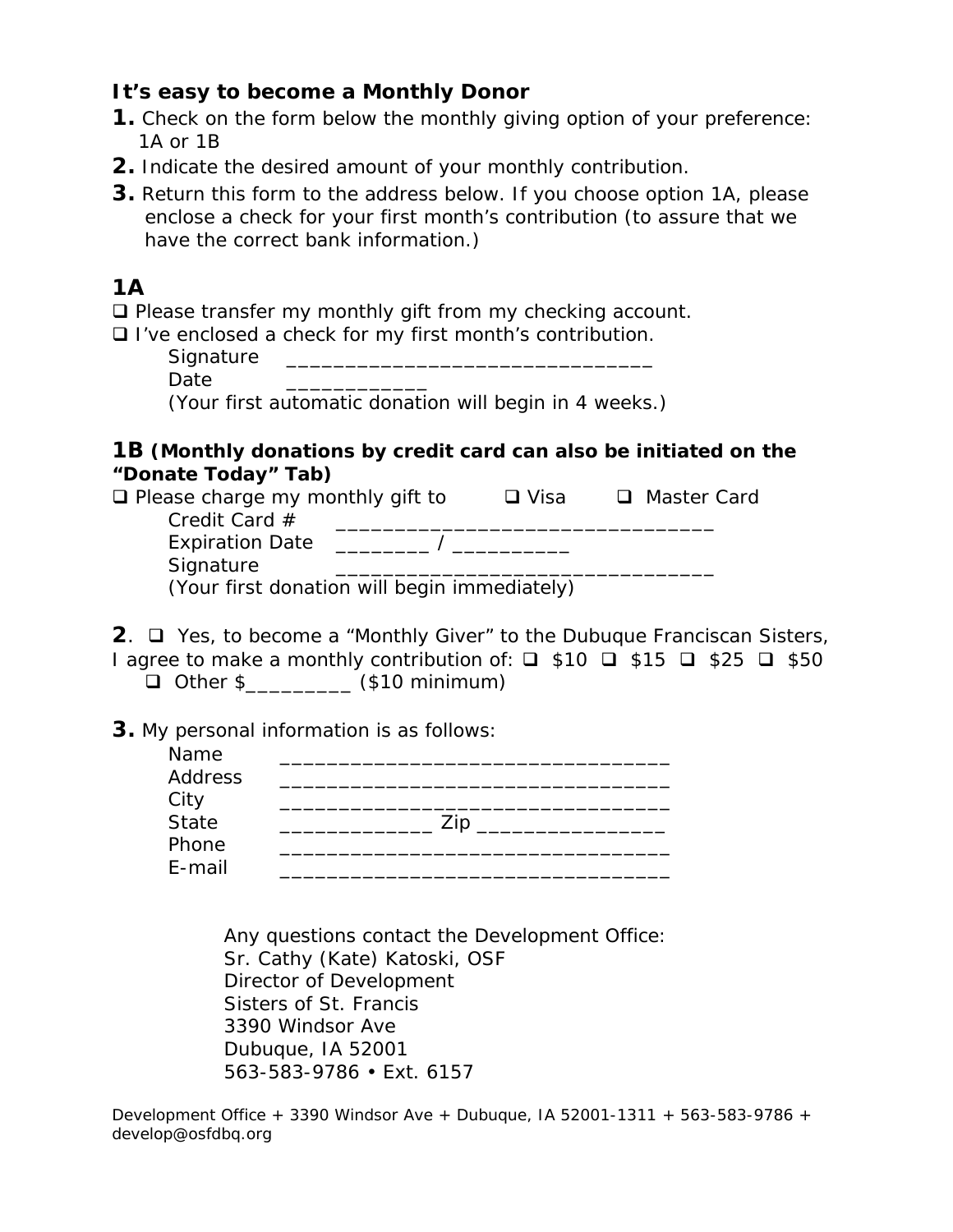### It's easy to become a Monthly Donor

**1.** Check on the form below the monthly giving option of your preference: 1A or 1B

**2.** Indicate the desired amount of your monthly contribution.

**3.** Return this form to the address below. If you choose option 1A, please enclose a check for your first month's contribution (to assure that we have the correct bank information.)

## 1A

❑ Please transfer my monthly gift from my checking account.

❑ I've enclosed a check for my first month's contribution.

Signature ________________________________

Date ____________

(Your first automatic donation will begin in 4 weeks.)

## 1B (Monthly donations by credit card can also be initiated on the "Donate Today" Tab)

❑ Please charge my monthly gift to ❑ Visa ❑ Master Card

Credit Card # _________________________________

Expiration Date ________ / __________

Signature _________________________________

(Your first donation will begin immediately)

**2**. ❑ Yes, to become a "Monthly Giver" to the Dubuque Franciscan Sisters, I agree to make a monthly contribution of: ❑ $10 ❑ $15 ❑ $25 ❑ $50 ❑ Other $_________ ($10 minimum)

**3.** My personal information is as follows:

Name __________________________________

Address __________________________________

City __________________________________

State _____________ Zip ________________

Phone __________________________________

E-mail __________________________________

Any questions contact the Development Office:
Sr. Cathy (Kate) Katoski, OSF
Director of Development
Sisters of St. Francis
3390 Windsor Ave
Dubuque, IA 52001
563-583-9786 • Ext. 6157

Development Office + 3390 Windsor Ave + Dubuque, IA 52001-1311 + 563-583-9786 + develop@osfdbq.org